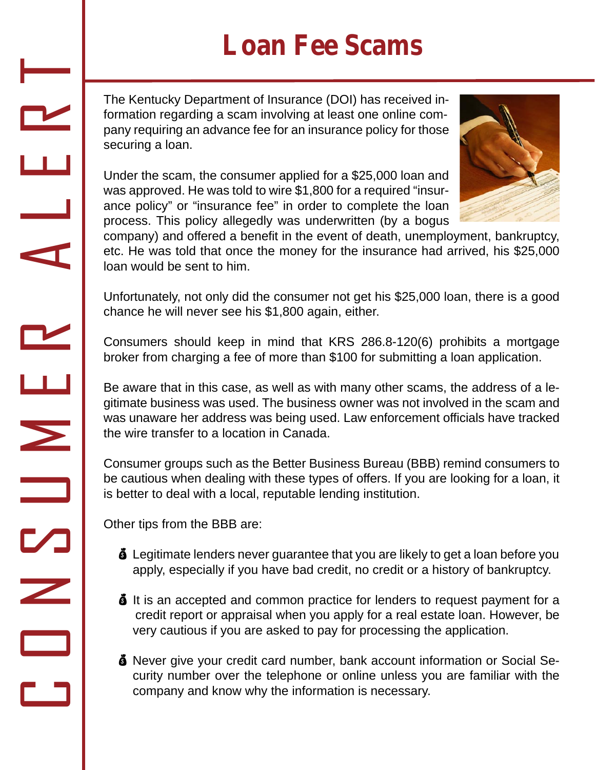# CONSUMER ALERT

## Loan Fee Scams

The Kentucky Department of Insurance (DOI) has received information regarding a scam involving at least one online company requiring an advance fee for an insurance policy for those securing a loan.

Under the scam, the consumer applied for a $25,000 loan and was approved. He was told to wire $1,800 for a required "insurance policy" or "insurance fee" in order to complete the loan process. This policy allegedly was underwritten (by a bogus company) and offered a benefit in the event of death, unemployment, bankruptcy, etc. He was told that once the money for the insurance had arrived, his $25,000 loan would be sent to him.

Unfortunately, not only did the consumer not get his $25,000 loan, there is a good chance he will never see his $1,800 again, either.

Consumers should keep in mind that KRS 286.8-120(6) prohibits a mortgage broker from charging a fee of more than $100 for submitting a loan application.

Be aware that in this case, as well as with many other scams, the address of a legitimate business was used. The business owner was not involved in the scam and was unaware her address was being used. Law enforcement officials have tracked the wire transfer to a location in Canada.

Consumer groups such as the Better Business Bureau (BBB) remind consumers to be cautious when dealing with these types of offers. If you are looking for a loan, it is better to deal with a local, reputable lending institution.

Other tips from the BBB are:

- Legitimate lenders never guarantee that you are likely to get a loan before you apply, especially if you have bad credit, no credit or a history of bankruptcy.
- It is an accepted and common practice for lenders to request payment for a credit report or appraisal when you apply for a real estate loan. However, be very cautious if you are asked to pay for processing the application.
- Never give your credit card number, bank account information or Social Security number over the telephone or online unless you are familiar with the company and know why the information is necessary.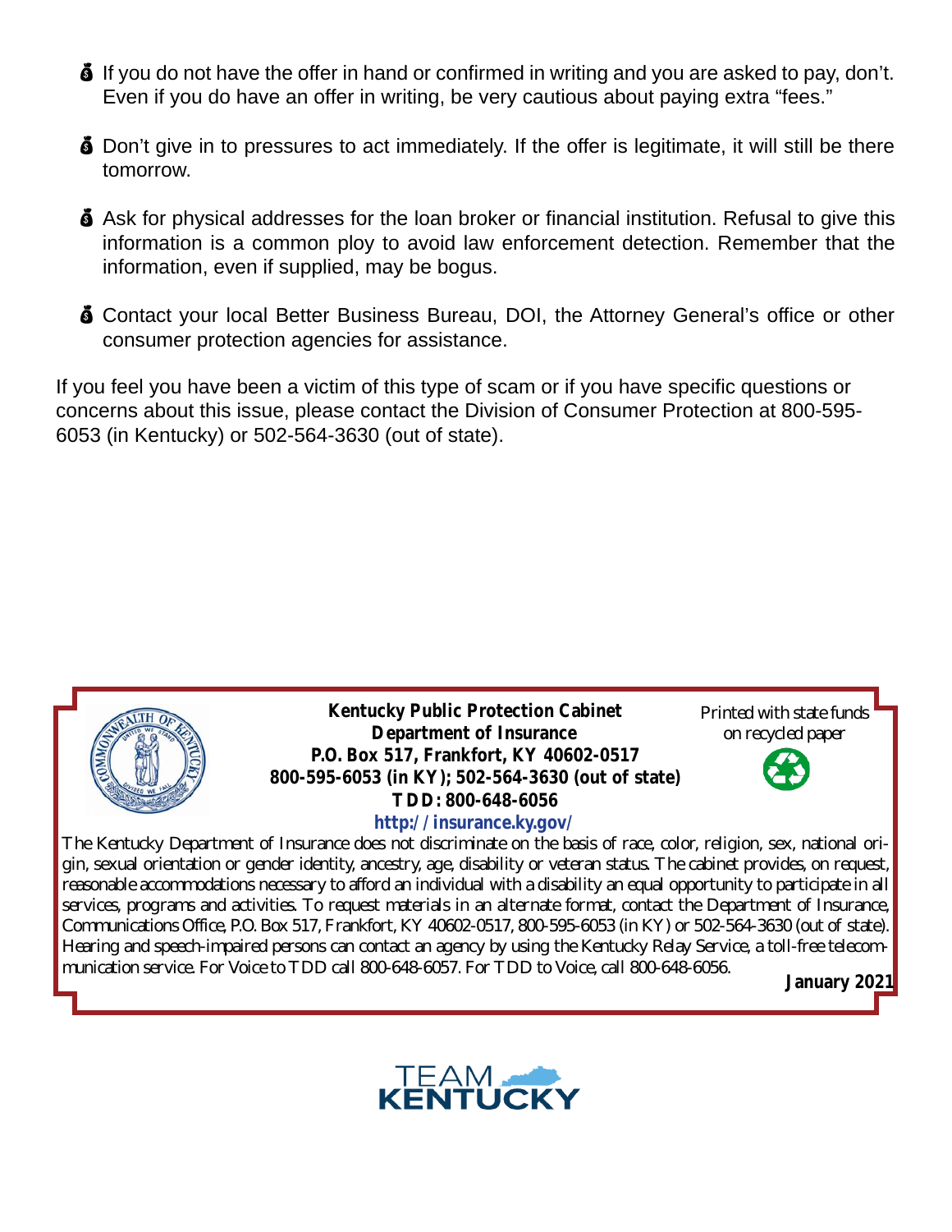- If you do not have the offer in hand or confirmed in writing and you are asked to pay, don't. Even if you do have an offer in writing, be very cautious about paying extra "fees."

- Don't give in to pressures to act immediately. If the offer is legitimate, it will still be there tomorrow.

- Ask for physical addresses for the loan broker or financial institution. Refusal to give this information is a common ploy to avoid law enforcement detection. Remember that the information, even if supplied, may be bogus.

- Contact your local Better Business Bureau, DOI, the Attorney General's office or other consumer protection agencies for assistance.

If you feel you have been a victim of this type of scam or if you have specific questions or concerns about this issue, please contact the Division of Consumer Protection at 800-595-6053 (in Kentucky) or 502-564-3630 (out of state).

**Kentucky Public Protection Cabinet**
**Department of Insurance**
**P.O. Box 517, Frankfort, KY 40602-0517**
**800-595-6053 (in KY); 502-564-3630 (out of state)**
**TDD: 800-648-6056**
**http://insurance.ky.gov/**

Printed with state funds on recycled paper

The Kentucky Department of Insurance does not discriminate on the basis of race, color, religion, sex, national origin, sexual orientation or gender identity, ancestry, age, disability or veteran status. The cabinet provides, on request, reasonable accommodations necessary to afford an individual with a disability an equal opportunity to participate in all services, programs and activities. To request materials in an alternate format, contact the Department of Insurance, Communications Office, P.O. Box 517, Frankfort, KY 40602-0517, 800-595-6053 (in KY) or 502-564-3630 (out of state). Hearing and speech-impaired persons can contact an agency by using the Kentucky Relay Service, a toll-free telecommunication service. For Voice to TDD call 800-648-6057. For TDD to Voice, call 800-648-6056.

**January 2021**

TEAM KENTUCKY